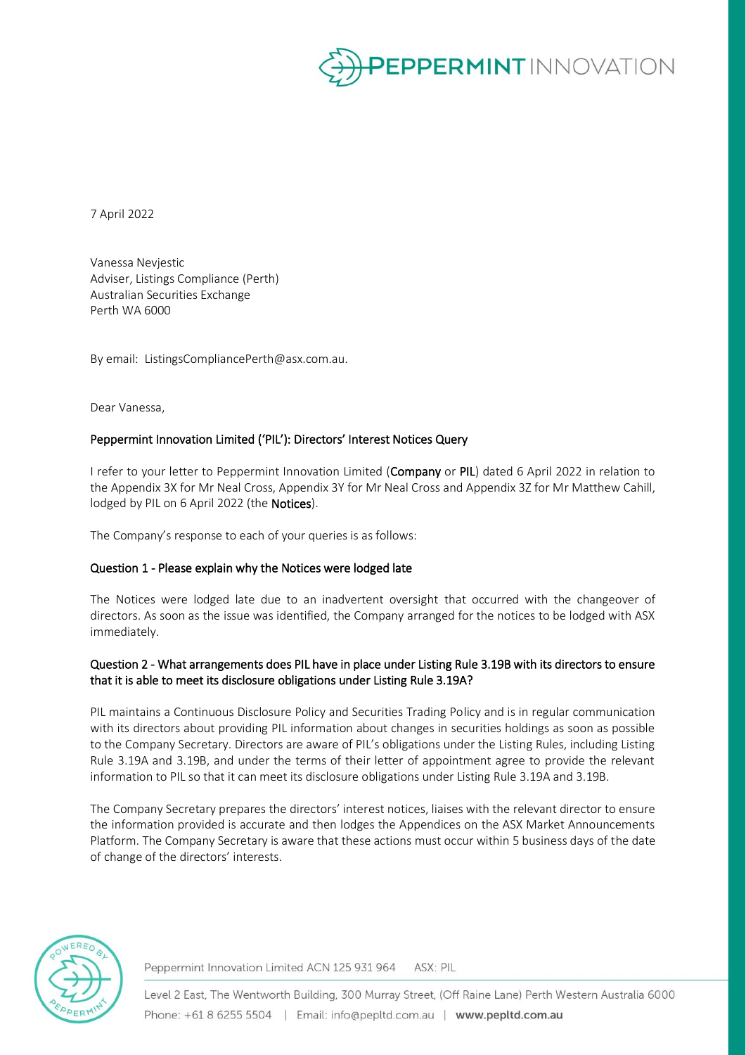7 April 2022

Vanessa Nevjestic
Adviser, Listings Compliance (Perth)
Australian Securities Exchange
Perth WA 6000

By email: ListingsCompliancePerth@asx.com.au.

Dear Vanessa,

**Peppermint Innovation Limited ('PIL'): Directors' Interest Notices Query**

I refer to your letter to Peppermint Innovation Limited (**Company** or **PIL**) dated 6 April 2022 in relation to the Appendix 3X for Mr Neal Cross, Appendix 3Y for Mr Neal Cross and Appendix 3Z for Mr Matthew Cahill, lodged by PIL on 6 April 2022 (the **Notices**).

The Company's response to each of your queries is as follows:

**Question 1 - Please explain why the Notices were lodged late**

The Notices were lodged late due to an inadvertent oversight that occurred with the changeover of directors. As soon as the issue was identified, the Company arranged for the notices to be lodged with ASX immediately.

**Question 2 - What arrangements does PIL have in place under Listing Rule 3.19B with its directors to ensure that it is able to meet its disclosure obligations under Listing Rule 3.19A?**

PIL maintains a Continuous Disclosure Policy and Securities Trading Policy and is in regular communication with its directors about providing PIL information about changes in securities holdings as soon as possible to the Company Secretary. Directors are aware of PIL's obligations under the Listing Rules, including Listing Rule 3.19A and 3.19B, and under the terms of their letter of appointment agree to provide the relevant information to PIL so that it can meet its disclosure obligations under Listing Rule 3.19A and 3.19B.

The Company Secretary prepares the directors' interest notices, liaises with the relevant director to ensure the information provided is accurate and then lodges the Appendices on the ASX Market Announcements Platform. The Company Secretary is aware that these actions must occur within 5 business days of the date of change of the directors' interests.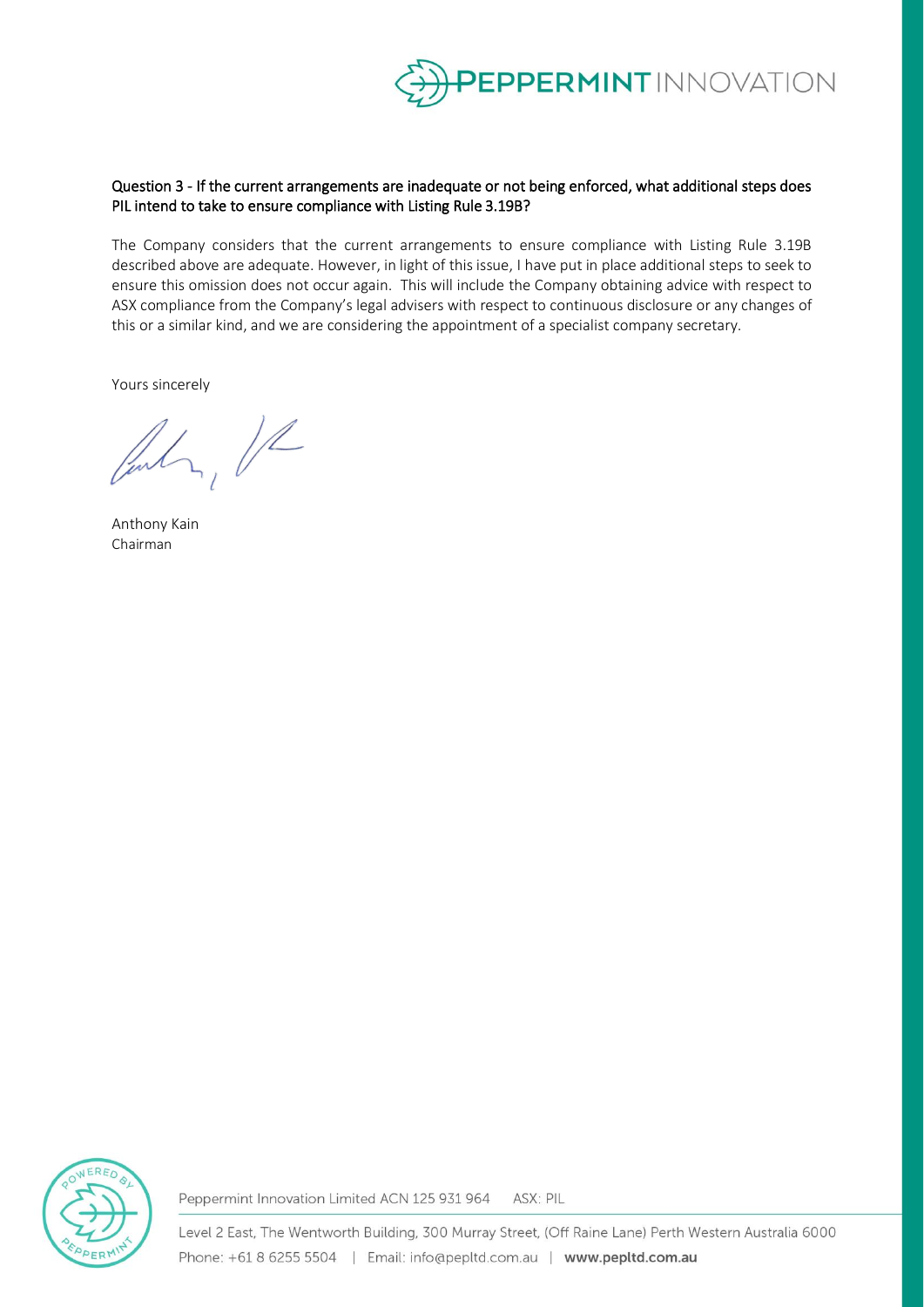**Question 3 - If the current arrangements are inadequate or not being enforced, what additional steps does PIL intend to take to ensure compliance with Listing Rule 3.19B?**

The Company considers that the current arrangements to ensure compliance with Listing Rule 3.19B described above are adequate. However, in light of this issue, I have put in place additional steps to seek to ensure this omission does not occur again. This will include the Company obtaining advice with respect to ASX compliance from the Company's legal advisers with respect to continuous disclosure or any changes of this or a similar kind, and we are considering the appointment of a specialist company secretary.

Yours sincerely

Anthony Kain
Chairman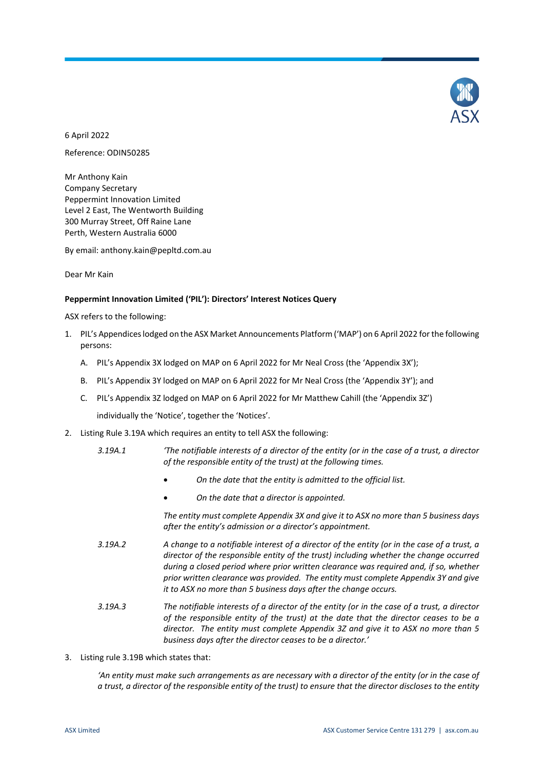6 April 2022

Reference: ODIN50285

Mr Anthony Kain
Company Secretary
Peppermint Innovation Limited
Level 2 East, The Wentworth Building
300 Murray Street, Off Raine Lane
Perth, Western Australia 6000

By email: anthony.kain@pepltd.com.au

Dear Mr Kain

**Peppermint Innovation Limited ('PIL'): Directors' Interest Notices Query**

ASX refers to the following:

1. PIL's Appendices lodged on the ASX Market Announcements Platform ('MAP') on 6 April 2022 for the following persons:

   A. PIL's Appendix 3X lodged on MAP on 6 April 2022 for Mr Neal Cross (the 'Appendix 3X');

   B. PIL's Appendix 3Y lodged on MAP on 6 April 2022 for Mr Neal Cross (the 'Appendix 3Y'); and

   C. PIL's Appendix 3Z lodged on MAP on 6 April 2022 for Mr Matthew Cahill (the 'Appendix 3Z')

   individually the 'Notice', together the 'Notices'.

2. Listing Rule 3.19A which requires an entity to tell ASX the following:

   *3.19A.1* *'The notifiable interests of a director of the entity (or in the case of a trust, a director of the responsible entity of the trust) at the following times.*

   - *On the date that the entity is admitted to the official list.*
   - *On the date that a director is appointed.*

   *The entity must complete Appendix 3X and give it to ASX no more than 5 business days after the entity's admission or a director's appointment.*

   *3.19A.2* *A change to a notifiable interest of a director of the entity (or in the case of a trust, a director of the responsible entity of the trust) including whether the change occurred during a closed period where prior written clearance was required and, if so, whether prior written clearance was provided. The entity must complete Appendix 3Y and give it to ASX no more than 5 business days after the change occurs.*

   *3.19A.3* *The notifiable interests of a director of the entity (or in the case of a trust, a director of the responsible entity of the trust) at the date that the director ceases to be a director. The entity must complete Appendix 3Z and give it to ASX no more than 5 business days after the director ceases to be a director.'*

3. Listing rule 3.19B which states that:

   *'An entity must make such arrangements as are necessary with a director of the entity (or in the case of a trust, a director of the responsible entity of the trust) to ensure that the director discloses to the entity*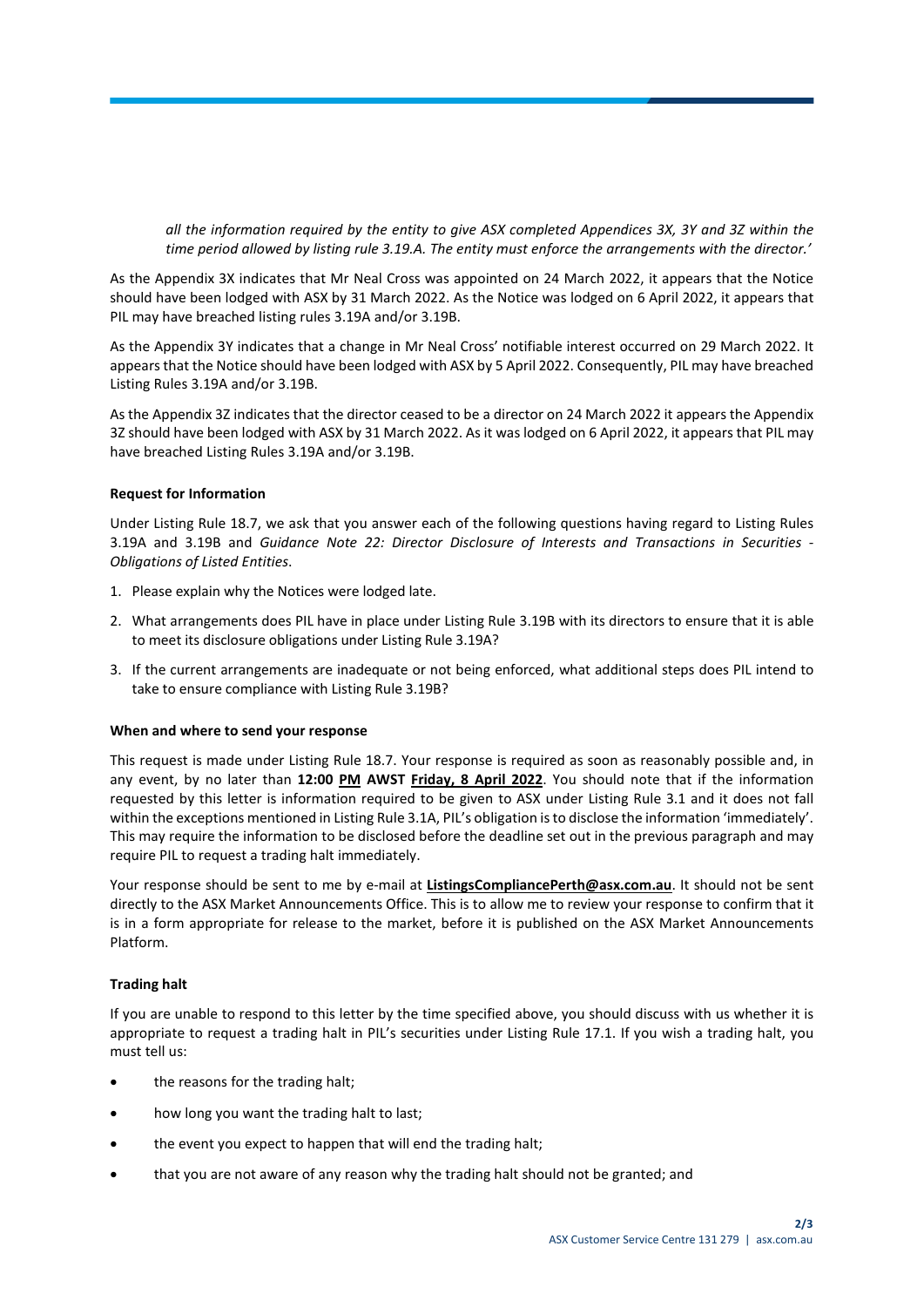*all the information required by the entity to give ASX completed Appendices 3X, 3Y and 3Z within the time period allowed by listing rule 3.19.A. The entity must enforce the arrangements with the director.'*

As the Appendix 3X indicates that Mr Neal Cross was appointed on 24 March 2022, it appears that the Notice should have been lodged with ASX by 31 March 2022. As the Notice was lodged on 6 April 2022, it appears that PIL may have breached listing rules 3.19A and/or 3.19B.

As the Appendix 3Y indicates that a change in Mr Neal Cross' notifiable interest occurred on 29 March 2022. It appears that the Notice should have been lodged with ASX by 5 April 2022. Consequently, PIL may have breached Listing Rules 3.19A and/or 3.19B.

As the Appendix 3Z indicates that the director ceased to be a director on 24 March 2022 it appears the Appendix 3Z should have been lodged with ASX by 31 March 2022. As it was lodged on 6 April 2022, it appears that PIL may have breached Listing Rules 3.19A and/or 3.19B.

**Request for Information**

Under Listing Rule 18.7, we ask that you answer each of the following questions having regard to Listing Rules 3.19A and 3.19B and *Guidance Note 22: Director Disclosure of Interests and Transactions in Securities - Obligations of Listed Entities*.

1. Please explain why the Notices were lodged late.
2. What arrangements does PIL have in place under Listing Rule 3.19B with its directors to ensure that it is able to meet its disclosure obligations under Listing Rule 3.19A?
3. If the current arrangements are inadequate or not being enforced, what additional steps does PIL intend to take to ensure compliance with Listing Rule 3.19B?

**When and where to send your response**

This request is made under Listing Rule 18.7. Your response is required as soon as reasonably possible and, in any event, by no later than **12:00 PM AWST Friday, 8 April 2022**. You should note that if the information requested by this letter is information required to be given to ASX under Listing Rule 3.1 and it does not fall within the exceptions mentioned in Listing Rule 3.1A, PIL's obligation is to disclose the information 'immediately'. This may require the information to be disclosed before the deadline set out in the previous paragraph and may require PIL to request a trading halt immediately.

Your response should be sent to me by e-mail at **ListingsCompliancePerth@asx.com.au**. It should not be sent directly to the ASX Market Announcements Office. This is to allow me to review your response to confirm that it is in a form appropriate for release to the market, before it is published on the ASX Market Announcements Platform.

**Trading halt**

If you are unable to respond to this letter by the time specified above, you should discuss with us whether it is appropriate to request a trading halt in PIL's securities under Listing Rule 17.1. If you wish a trading halt, you must tell us:

- the reasons for the trading halt;
- how long you want the trading halt to last;
- the event you expect to happen that will end the trading halt;
- that you are not aware of any reason why the trading halt should not be granted; and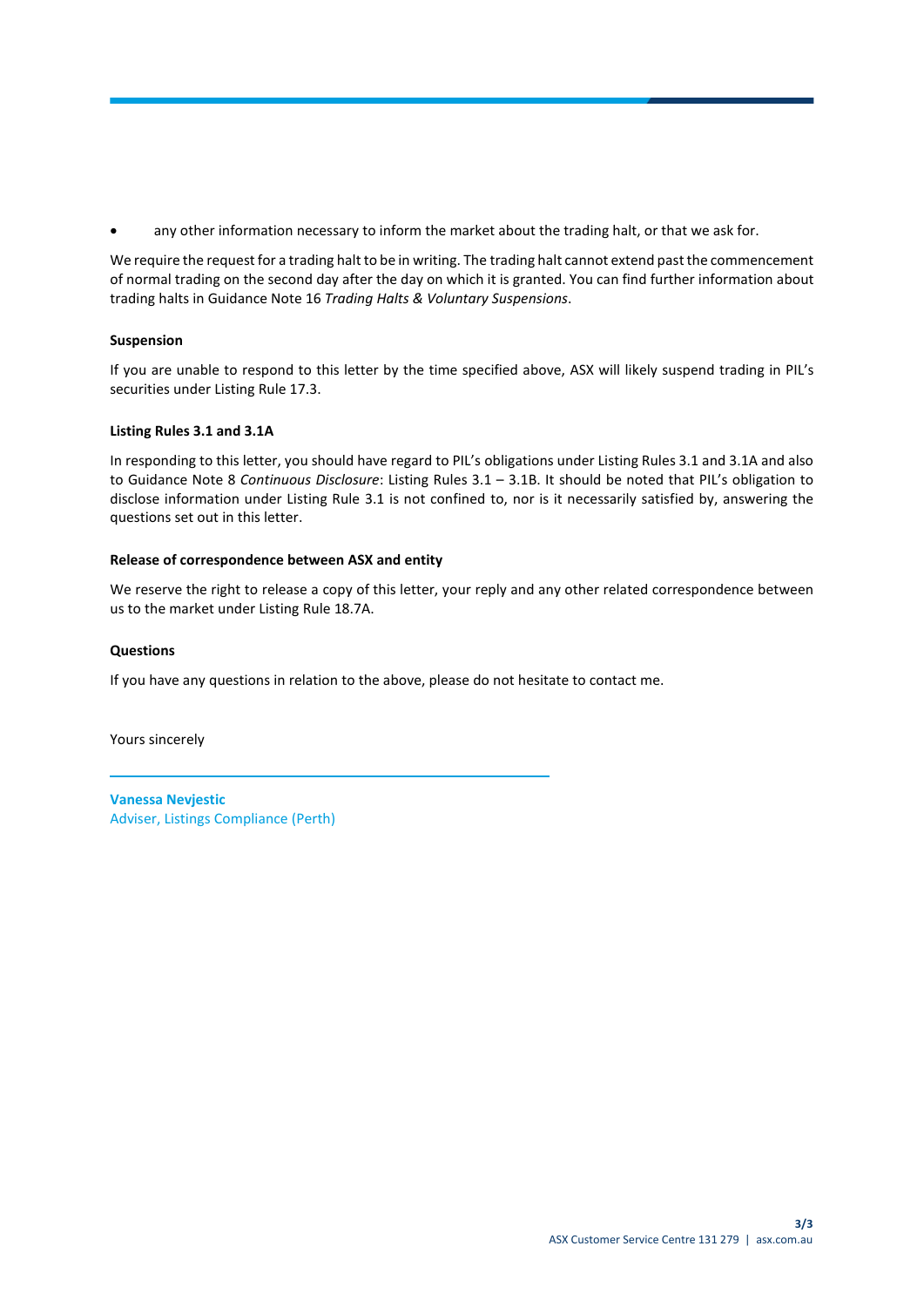- any other information necessary to inform the market about the trading halt, or that we ask for.

We require the request for a trading halt to be in writing. The trading halt cannot extend past the commencement of normal trading on the second day after the day on which it is granted. You can find further information about trading halts in Guidance Note 16 *Trading Halts & Voluntary Suspensions*.

**Suspension**

If you are unable to respond to this letter by the time specified above, ASX will likely suspend trading in PIL's securities under Listing Rule 17.3.

**Listing Rules 3.1 and 3.1A**

In responding to this letter, you should have regard to PIL's obligations under Listing Rules 3.1 and 3.1A and also to Guidance Note 8 *Continuous Disclosure*: Listing Rules 3.1 – 3.1B. It should be noted that PIL's obligation to disclose information under Listing Rule 3.1 is not confined to, nor is it necessarily satisfied by, answering the questions set out in this letter.

**Release of correspondence between ASX and entity**

We reserve the right to release a copy of this letter, your reply and any other related correspondence between us to the market under Listing Rule 18.7A.

**Questions**

If you have any questions in relation to the above, please do not hesitate to contact me.

Yours sincerely

**Vanessa Nevjestic**
Adviser, Listings Compliance (Perth)